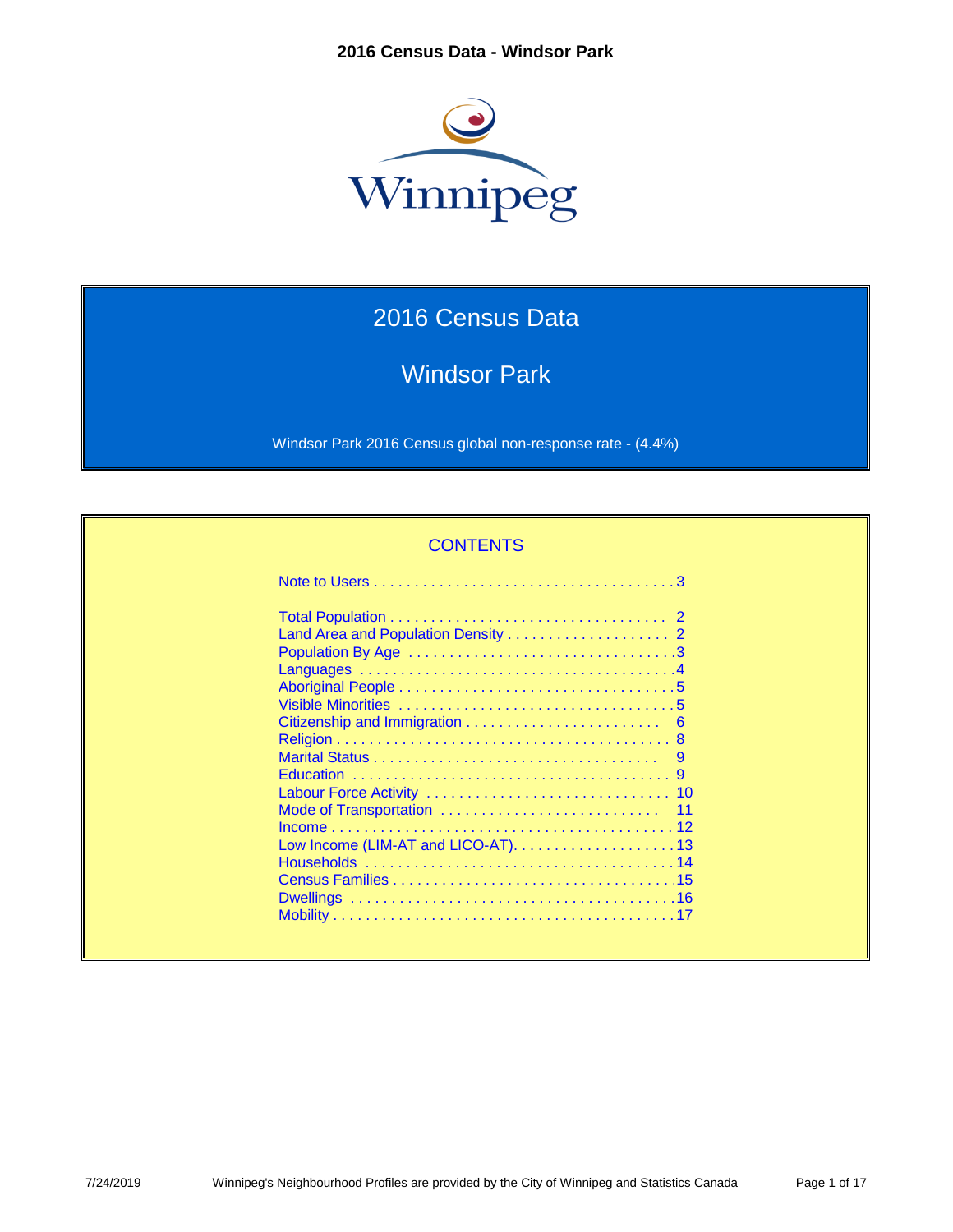# 2016 Census Data

## Windsor Park

Windsor Park 2016 Census global non-response rate - (4.4%)

### CONTENTS

| | |
|---|---|
| Note to Users | 3 |
| Total Population | 2 |
| Land Area and Population Density | 2 |
| Population By Age | 3 |
| Languages | 4 |
| Aboriginal People | 5 |
| Visible Minorities | 5 |
| Citizenship and Immigration | 6 |
| Religion | 8 |
| Marital Status | 9 |
| Education | 9 |
| Labour Force Activity | 10 |
| Mode of Transportation | 11 |
| Income | 12 |
| Low Income (LIM-AT and LICO-AT) | 13 |
| Households | 14 |
| Census Families | 15 |
| Dwellings | 16 |
| Mobility | 17 |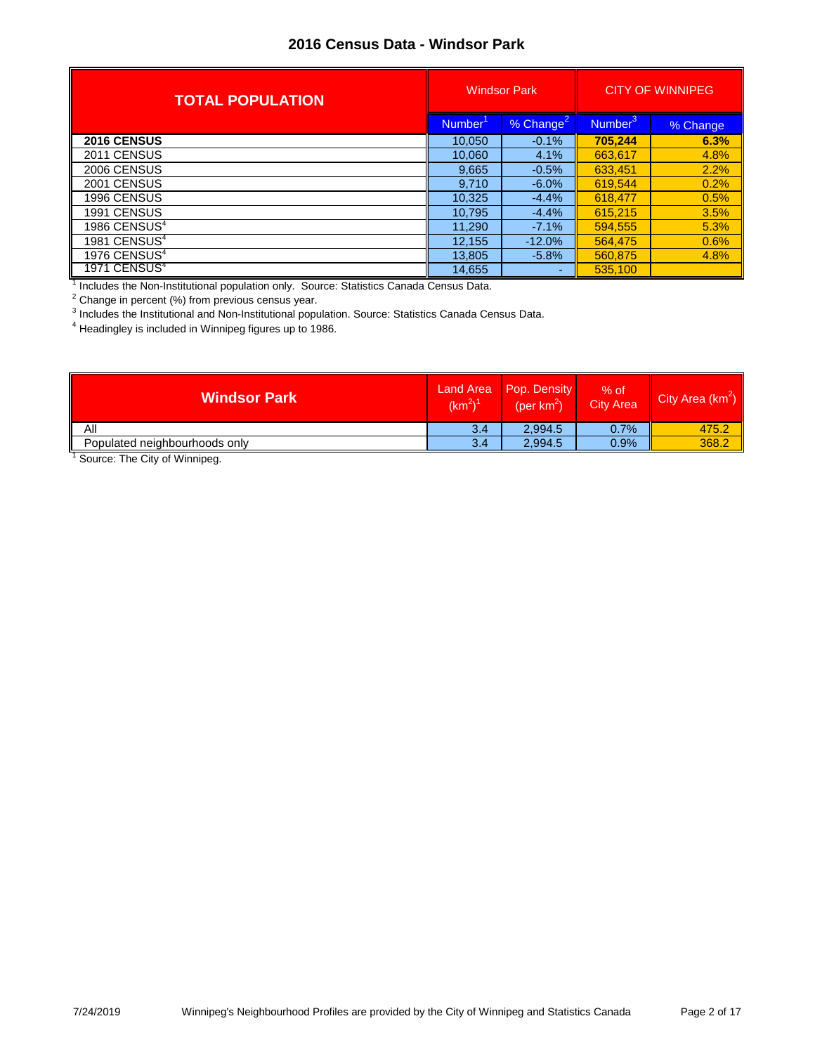## 2016 Census Data - Windsor Park

| TOTAL POPULATION | Windsor Park | | CITY OF WINNIPEG | |
|---|---|---|---|---|
| | Number[1] | % Change[2] | Number[3] | % Change |
| **2016 CENSUS** | 10,050 | -0.1% | **705,244** | **6.3%** |
| 2011 CENSUS | 10,060 | 4.1% | 663,617 | 4.8% |
| 2006 CENSUS | 9,665 | -0.5% | 633,451 | 2.2% |
| 2001 CENSUS | 9,710 | -6.0% | 619,544 | 0.2% |
| 1996 CENSUS | 10,325 | -4.4% | 618,477 | 0.5% |
| 1991 CENSUS | 10,795 | -4.4% | 615,215 | 3.5% |
| 1986 CENSUS[4] | 11,290 | -7.1% | 594,555 | 5.3% |
| 1981 CENSUS[4] | 12,155 | -12.0% | 564,475 | 0.6% |
| 1976 CENSUS[4] | 13,805 | -5.8% | 560,875 | 4.8% |
| 1971 CENSUS[4] | 14,655 | - | 535,100 | |

[1] Includes the Non-Institutional population only. Source: Statistics Canada Census Data.
[2] Change in percent (%) from previous census year.
[3] Includes the Institutional and Non-Institutional population. Source: Statistics Canada Census Data.
[4] Headingley is included in Winnipeg figures up to 1986.

| Windsor Park | Land Area ($km^2$)[1] | Pop. Density (per $km^2$) | % of City Area | City Area ($km^2$) |
|---|---|---|---|---|
| All | 3.4 | 2,994.5 | 0.7% | 475.2 |
| Populated neighbourhoods only | 3.4 | 2,994.5 | 0.9% | 368.2 |

[1] Source: The City of Winnipeg.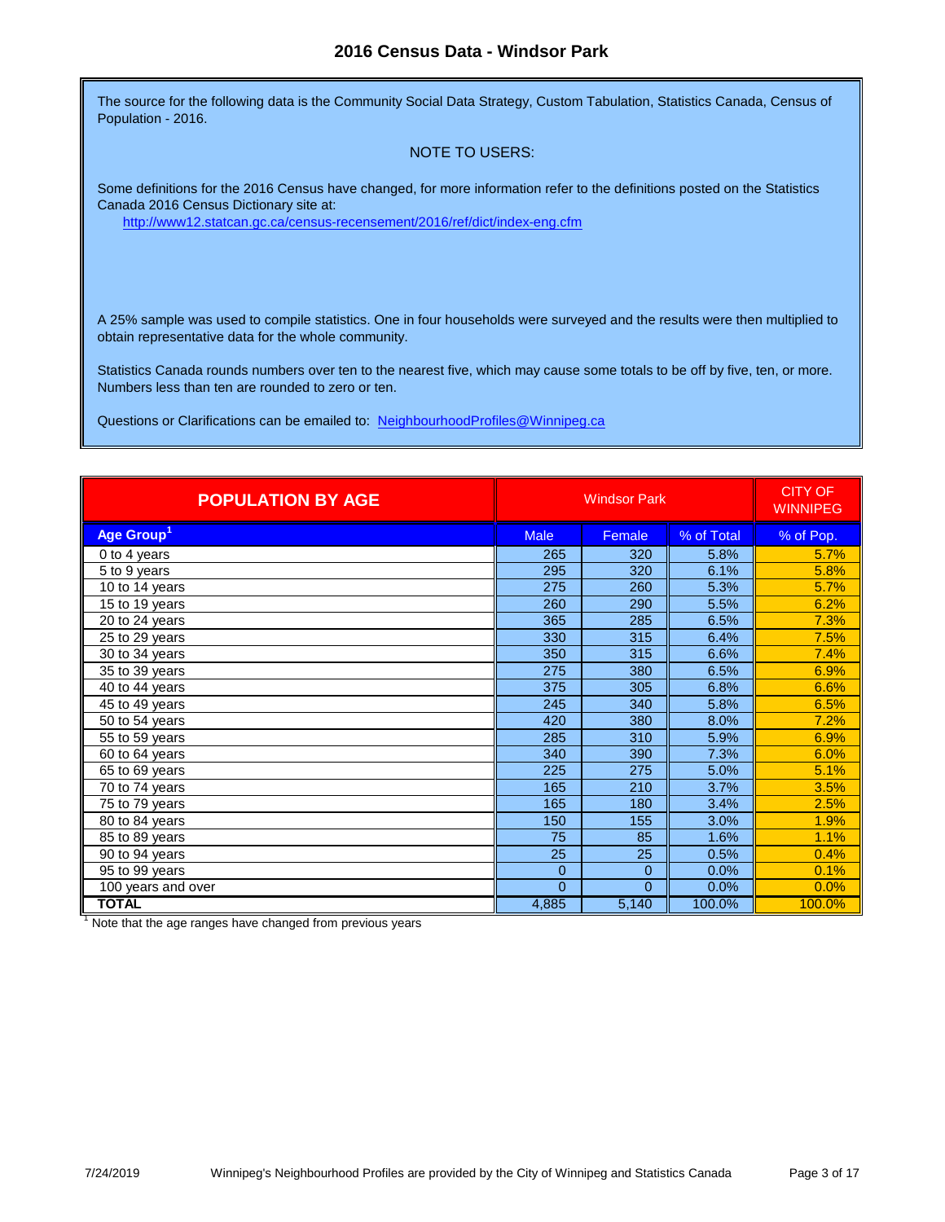# 2016 Census Data - Windsor Park

The source for the following data is the Community Social Data Strategy, Custom Tabulation, Statistics Canada, Census of Population - 2016.

NOTE TO USERS:

Some definitions for the 2016 Census have changed, for more information refer to the definitions posted on the Statistics Canada 2016 Census Dictionary site at:

http://www12.statcan.gc.ca/census-recensement/2016/ref/dict/index-eng.cfm

A 25% sample was used to compile statistics. One in four households were surveyed and the results were then multiplied to obtain representative data for the whole community.

Statistics Canada rounds numbers over ten to the nearest five, which may cause some totals to be off by five, ten, or more. Numbers less than ten are rounded to zero or ten.

Questions or Clarifications can be emailed to: NeighbourhoodProfiles@Winnipeg.ca

| POPULATION BY AGE | Windsor Park | | | CITY OF WINNIPEG |
|---|---|---|---|---|
| **Age Group**[1] | Male | Female | % of Total | % of Pop. |
| 0 to 4 years | 265 | 320 | 5.8% | 5.7% |
| 5 to 9 years | 295 | 320 | 6.1% | 5.8% |
| 10 to 14 years | 275 | 260 | 5.3% | 5.7% |
| 15 to 19 years | 260 | 290 | 5.5% | 6.2% |
| 20 to 24 years | 365 | 285 | 6.5% | 7.3% |
| 25 to 29 years | 330 | 315 | 6.4% | 7.5% |
| 30 to 34 years | 350 | 315 | 6.6% | 7.4% |
| 35 to 39 years | 275 | 380 | 6.5% | 6.9% |
| 40 to 44 years | 375 | 305 | 6.8% | 6.6% |
| 45 to 49 years | 245 | 340 | 5.8% | 6.5% |
| 50 to 54 years | 420 | 380 | 8.0% | 7.2% |
| 55 to 59 years | 285 | 310 | 5.9% | 6.9% |
| 60 to 64 years | 340 | 390 | 7.3% | 6.0% |
| 65 to 69 years | 225 | 275 | 5.0% | 5.1% |
| 70 to 74 years | 165 | 210 | 3.7% | 3.5% |
| 75 to 79 years | 165 | 180 | 3.4% | 2.5% |
| 80 to 84 years | 150 | 155 | 3.0% | 1.9% |
| 85 to 89 years | 75 | 85 | 1.6% | 1.1% |
| 90 to 94 years | 25 | 25 | 0.5% | 0.4% |
| 95 to 99 years | 0 | 0 | 0.0% | 0.1% |
| 100 years and over | 0 | 0 | 0.0% | 0.0% |
| **TOTAL** | 4,885 | 5,140 | 100.0% | 100.0% |

[1] Note that the age ranges have changed from previous years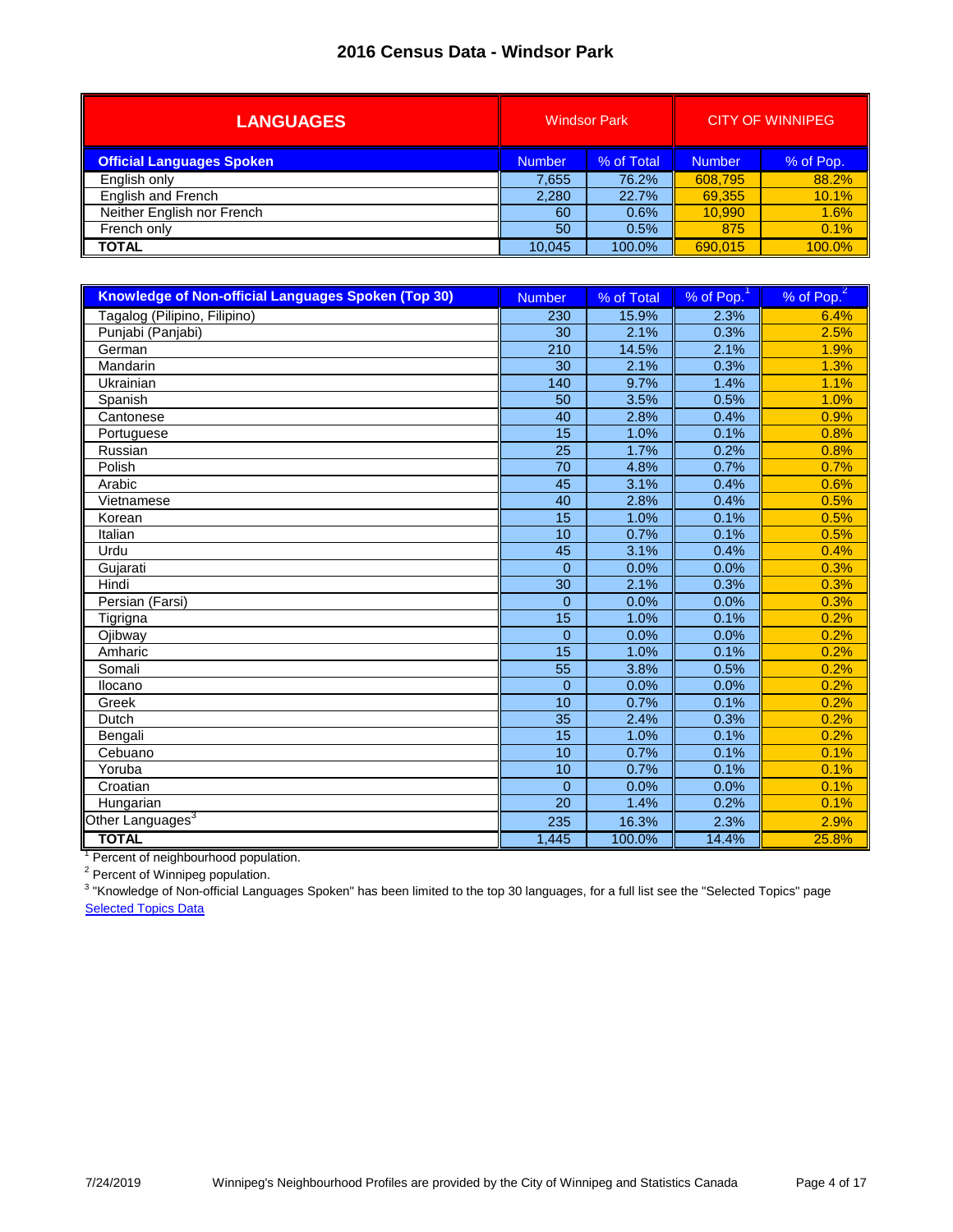# 2016 Census Data - Windsor Park

| LANGUAGES | Windsor Park | | CITY OF WINNIPEG | |
|---|---|---|---|---|
| **Official Languages Spoken** | Number | % of Total | Number | % of Pop. |
| English only | 7,655 | 76.2% | 608,795 | 88.2% |
| English and French | 2,280 | 22.7% | 69,355 | 10.1% |
| Neither English nor French | 60 | 0.6% | 10,990 | 1.6% |
| French only | 50 | 0.5% | 875 | 0.1% |
| **TOTAL** | 10,045 | 100.0% | 690,015 | 100.0% |

| Knowledge of Non-official Languages Spoken (Top 30) | Number | % of Total | % of Pop.[1] | % of Pop.[2] |
|---|---|---|---|---|
| Tagalog (Pilipino, Filipino) | 230 | 15.9% | 2.3% | 6.4% |
| Punjabi (Panjabi) | 30 | 2.1% | 0.3% | 2.5% |
| German | 210 | 14.5% | 2.1% | 1.9% |
| Mandarin | 30 | 2.1% | 0.3% | 1.3% |
| Ukrainian | 140 | 9.7% | 1.4% | 1.1% |
| Spanish | 50 | 3.5% | 0.5% | 1.0% |
| Cantonese | 40 | 2.8% | 0.4% | 0.9% |
| Portuguese | 15 | 1.0% | 0.1% | 0.8% |
| Russian | 25 | 1.7% | 0.2% | 0.8% |
| Polish | 70 | 4.8% | 0.7% | 0.7% |
| Arabic | 45 | 3.1% | 0.4% | 0.6% |
| Vietnamese | 40 | 2.8% | 0.4% | 0.5% |
| Korean | 15 | 1.0% | 0.1% | 0.5% |
| Italian | 10 | 0.7% | 0.1% | 0.5% |
| Urdu | 45 | 3.1% | 0.4% | 0.4% |
| Gujarati | 0 | 0.0% | 0.0% | 0.3% |
| Hindi | 30 | 2.1% | 0.3% | 0.3% |
| Persian (Farsi) | 0 | 0.0% | 0.0% | 0.3% |
| Tigrigna | 15 | 1.0% | 0.1% | 0.2% |
| Ojibway | 0 | 0.0% | 0.0% | 0.2% |
| Amharic | 15 | 1.0% | 0.1% | 0.2% |
| Somali | 55 | 3.8% | 0.5% | 0.2% |
| Ilocano | 0 | 0.0% | 0.0% | 0.2% |
| Greek | 10 | 0.7% | 0.1% | 0.2% |
| Dutch | 35 | 2.4% | 0.3% | 0.2% |
| Bengali | 15 | 1.0% | 0.1% | 0.2% |
| Cebuano | 10 | 0.7% | 0.1% | 0.1% |
| Yoruba | 10 | 0.7% | 0.1% | 0.1% |
| Croatian | 0 | 0.0% | 0.0% | 0.1% |
| Hungarian | 20 | 1.4% | 0.2% | 0.1% |
| Other Languages[3] | 235 | 16.3% | 2.3% | 2.9% |
| **TOTAL** | 1,445 | 100.0% | 14.4% | 25.8% |

[1] Percent of neighbourhood population.

[2] Percent of Winnipeg population.

[3] "Knowledge of Non-official Languages Spoken" has been limited to the top 30 languages, for a full list see the "Selected Topics" page

Selected Topics Data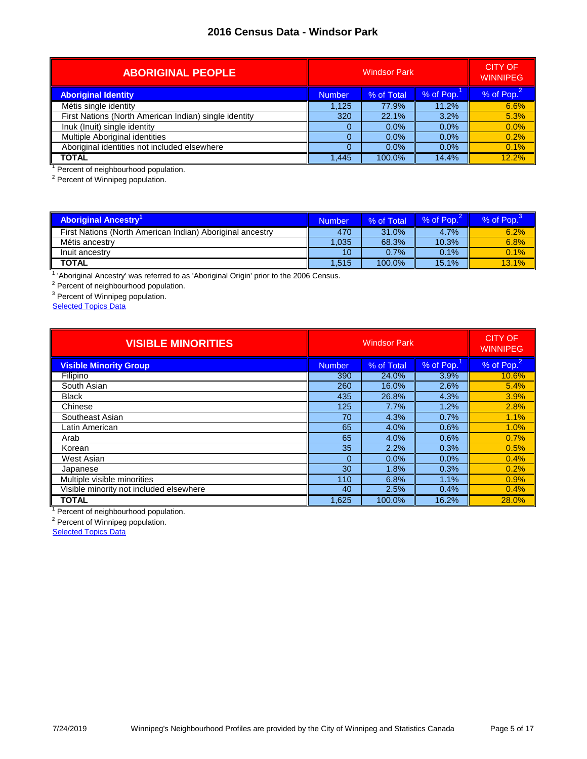# 2016 Census Data - Windsor Park

| ABORIGINAL PEOPLE | Windsor Park | | | CITY OF WINNIPEG |
|---|---|---|---|---|
| **Aboriginal Identity** | Number | % of Total | % of Pop.[1] | % of Pop.[2] |
| Métis single identity | 1,125 | 77.9% | 11.2% | 6.6% |
| First Nations (North American Indian) single identity | 320 | 22.1% | 3.2% | 5.3% |
| Inuk (Inuit) single identity | 0 | 0.0% | 0.0% | 0.0% |
| Multiple Aboriginal identities | 0 | 0.0% | 0.0% | 0.2% |
| Aboriginal identities not included elsewhere | 0 | 0.0% | 0.0% | 0.1% |
| **TOTAL** | 1,445 | 100.0% | 14.4% | 12.2% |

[1] Percent of neighbourhood population.

[2] Percent of Winnipeg population.

| **Aboriginal Ancestry**[1] | Number | % of Total | % of Pop.[2] | % of Pop.[3] |
|---|---|---|---|---|
| First Nations (North American Indian) Aboriginal ancestry | 470 | 31.0% | 4.7% | 6.2% |
| Métis ancestry | 1,035 | 68.3% | 10.3% | 6.8% |
| Inuit ancestry | 10 | 0.7% | 0.1% | 0.1% |
| **TOTAL** | 1,515 | 100.0% | 15.1% | 13.1% |

[1] 'Aboriginal Ancestry' was referred to as 'Aboriginal Origin' prior to the 2006 Census.

[2] Percent of neighbourhood population.

[3] Percent of Winnipeg population.

Selected Topics Data

| VISIBLE MINORITIES | Windsor Park | | | CITY OF WINNIPEG |
|---|---|---|---|---|
| **Visible Minority Group** | Number | % of Total | % of Pop.[1] | % of Pop.[2] |
| Filipino | 390 | 24.0% | 3.9% | 10.6% |
| South Asian | 260 | 16.0% | 2.6% | 5.4% |
| Black | 435 | 26.8% | 4.3% | 3.9% |
| Chinese | 125 | 7.7% | 1.2% | 2.8% |
| Southeast Asian | 70 | 4.3% | 0.7% | 1.1% |
| Latin American | 65 | 4.0% | 0.6% | 1.0% |
| Arab | 65 | 4.0% | 0.6% | 0.7% |
| Korean | 35 | 2.2% | 0.3% | 0.5% |
| West Asian | 0 | 0.0% | 0.0% | 0.4% |
| Japanese | 30 | 1.8% | 0.3% | 0.2% |
| Multiple visible minorities | 110 | 6.8% | 1.1% | 0.9% |
| Visible minority not included elsewhere | 40 | 2.5% | 0.4% | 0.4% |
| **TOTAL** | 1,625 | 100.0% | 16.2% | 28.0% |

[1] Percent of neighbourhood population.

[2] Percent of Winnipeg population.

Selected Topics Data

7/24/2019 Winnipeg's Neighbourhood Profiles are provided by the City of Winnipeg and Statistics Canada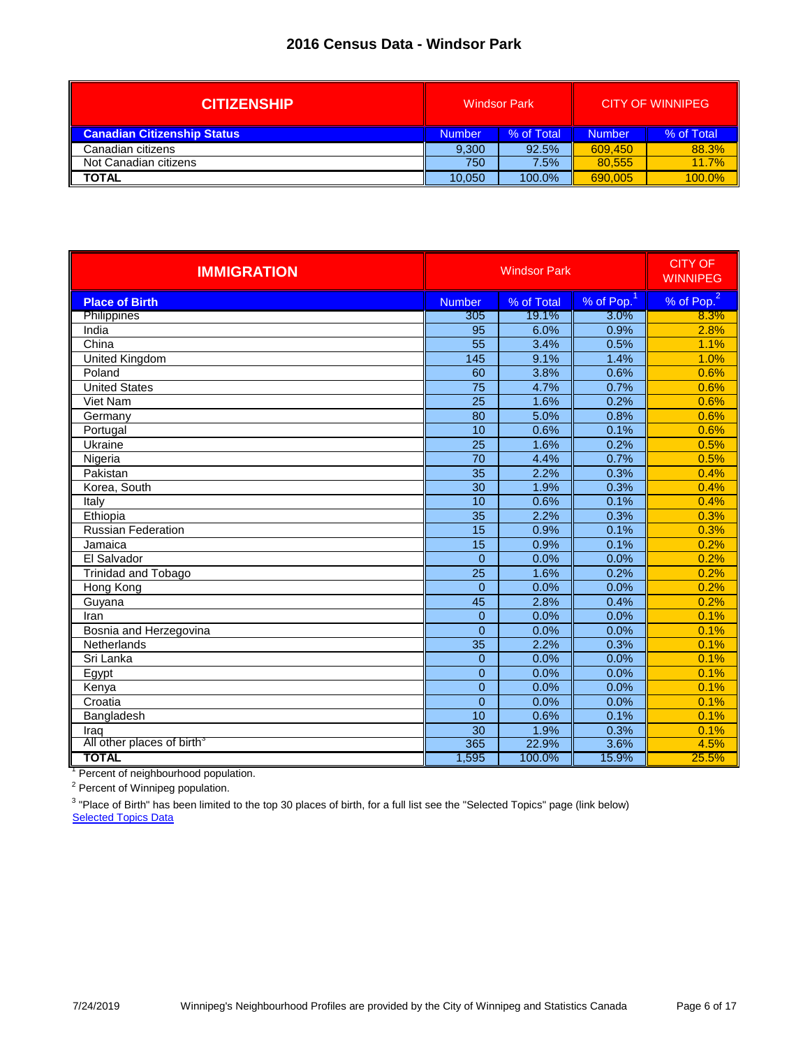# 2016 Census Data - Windsor Park

| CITIZENSHIP | Windsor Park | | CITY OF WINNIPEG | |
|---|---|---|---|---|
| **Canadian Citizenship Status** | Number | % of Total | Number | % of Total |
| Canadian citizens | 9,300 | 92.5% | 609,450 | 88.3% |
| Not Canadian citizens | 750 | 7.5% | 80,555 | 11.7% |
| **TOTAL** | 10,050 | 100.0% | 690,005 | 100.0% |

| IMMIGRATION | Windsor Park | | | CITY OF WINNIPEG |
|---|---|---|---|---|
| **Place of Birth** | Number | % of Total | % of Pop.[1] | % of Pop.[2] |
| Philippines | 305 | 19.1% | 3.0% | 8.3% |
| India | 95 | 6.0% | 0.9% | 2.8% |
| China | 55 | 3.4% | 0.5% | 1.1% |
| United Kingdom | 145 | 9.1% | 1.4% | 1.0% |
| Poland | 60 | 3.8% | 0.6% | 0.6% |
| United States | 75 | 4.7% | 0.7% | 0.6% |
| Viet Nam | 25 | 1.6% | 0.2% | 0.6% |
| Germany | 80 | 5.0% | 0.8% | 0.6% |
| Portugal | 10 | 0.6% | 0.1% | 0.6% |
| Ukraine | 25 | 1.6% | 0.2% | 0.5% |
| Nigeria | 70 | 4.4% | 0.7% | 0.5% |
| Pakistan | 35 | 2.2% | 0.3% | 0.4% |
| Korea, South | 30 | 1.9% | 0.3% | 0.4% |
| Italy | 10 | 0.6% | 0.1% | 0.4% |
| Ethiopia | 35 | 2.2% | 0.3% | 0.3% |
| Russian Federation | 15 | 0.9% | 0.1% | 0.3% |
| Jamaica | 15 | 0.9% | 0.1% | 0.2% |
| El Salvador | 0 | 0.0% | 0.0% | 0.2% |
| Trinidad and Tobago | 25 | 1.6% | 0.2% | 0.2% |
| Hong Kong | 0 | 0.0% | 0.0% | 0.2% |
| Guyana | 45 | 2.8% | 0.4% | 0.2% |
| Iran | 0 | 0.0% | 0.0% | 0.1% |
| Bosnia and Herzegovina | 0 | 0.0% | 0.0% | 0.1% |
| Netherlands | 35 | 2.2% | 0.3% | 0.1% |
| Sri Lanka | 0 | 0.0% | 0.0% | 0.1% |
| Egypt | 0 | 0.0% | 0.0% | 0.1% |
| Kenya | 0 | 0.0% | 0.0% | 0.1% |
| Croatia | 0 | 0.0% | 0.0% | 0.1% |
| Bangladesh | 10 | 0.6% | 0.1% | 0.1% |
| Iraq | 30 | 1.9% | 0.3% | 0.1% |
| All other places of birth[3] | 365 | 22.9% | 3.6% | 4.5% |
| **TOTAL** | 1,595 | 100.0% | 15.9% | 25.5% |

[1] Percent of neighbourhood population.

[2] Percent of Winnipeg population.

[3] "Place of Birth" has been limited to the top 30 places of birth, for a full list see the "Selected Topics" page (link below)
Selected Topics Data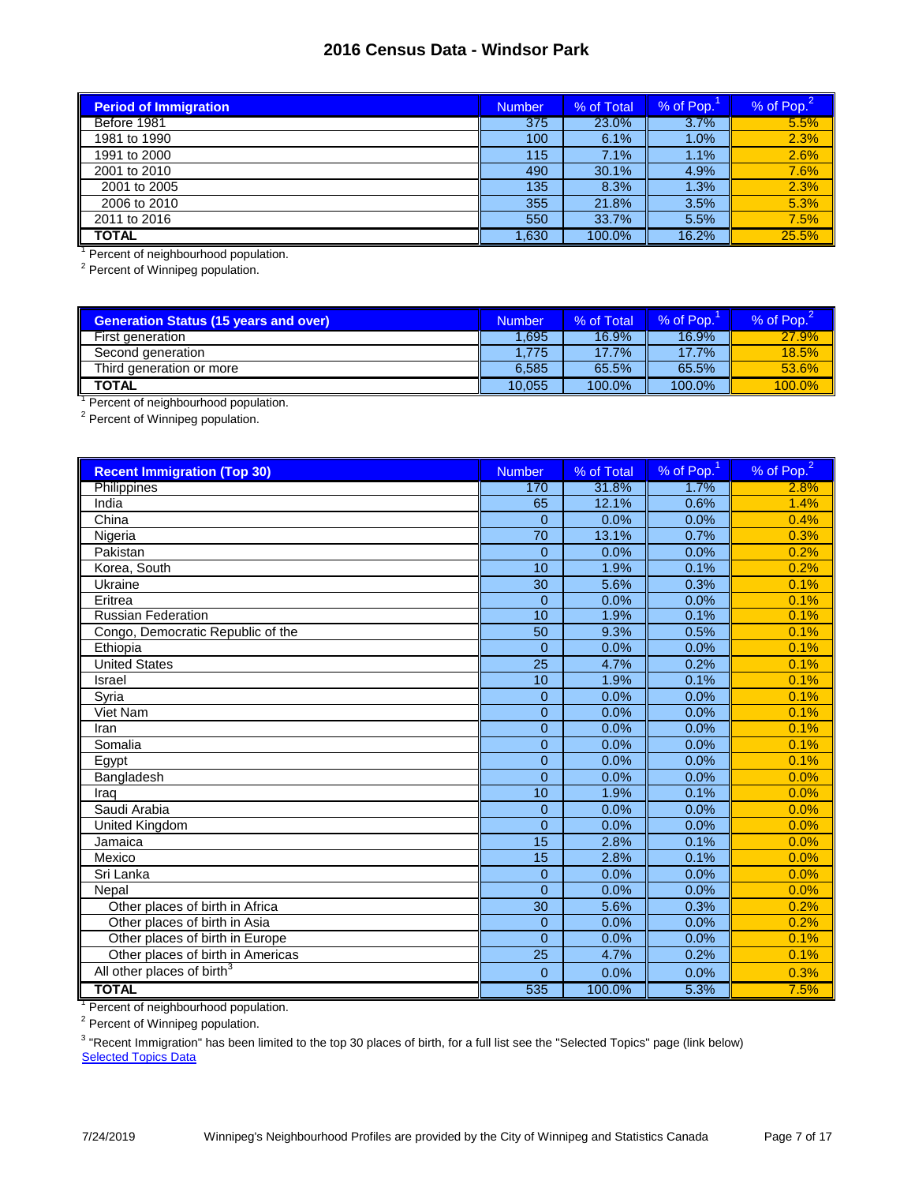# 2016 Census Data - Windsor Park

| Period of Immigration | Number | % of Total | % of Pop.[1] | % of Pop.[2] |
|---|---|---|---|---|
| Before 1981 | 375 | 23.0% | 3.7% | 5.5% |
| 1981 to 1990 | 100 | 6.1% | 1.0% | 2.3% |
| 1991 to 2000 | 115 | 7.1% | 1.1% | 2.6% |
| 2001 to 2010 | 490 | 30.1% | 4.9% | 7.6% |
| 2001 to 2005 | 135 | 8.3% | 1.3% | 2.3% |
| 2006 to 2010 | 355 | 21.8% | 3.5% | 5.3% |
| 2011 to 2016 | 550 | 33.7% | 5.5% | 7.5% |
| **TOTAL** | 1,630 | 100.0% | 16.2% | 25.5% |

[1] Percent of neighbourhood population.
[2] Percent of Winnipeg population.

| Generation Status (15 years and over) | Number | % of Total | % of Pop.[1] | % of Pop.[2] |
|---|---|---|---|---|
| First generation | 1,695 | 16.9% | 16.9% | 27.9% |
| Second generation | 1,775 | 17.7% | 17.7% | 18.5% |
| Third generation or more | 6,585 | 65.5% | 65.5% | 53.6% |
| **TOTAL** | 10,055 | 100.0% | 100.0% | 100.0% |

[1] Percent of neighbourhood population.
[2] Percent of Winnipeg population.

| Recent Immigration (Top 30) | Number | % of Total | % of Pop.[1] | % of Pop.[2] |
|---|---|---|---|---|
| Philippines | 170 | 31.8% | 1.7% | 2.8% |
| India | 65 | 12.1% | 0.6% | 1.4% |
| China | 0 | 0.0% | 0.0% | 0.4% |
| Nigeria | 70 | 13.1% | 0.7% | 0.3% |
| Pakistan | 0 | 0.0% | 0.0% | 0.2% |
| Korea, South | 10 | 1.9% | 0.1% | 0.2% |
| Ukraine | 30 | 5.6% | 0.3% | 0.1% |
| Eritrea | 0 | 0.0% | 0.0% | 0.1% |
| Russian Federation | 10 | 1.9% | 0.1% | 0.1% |
| Congo, Democratic Republic of the | 50 | 9.3% | 0.5% | 0.1% |
| Ethiopia | 0 | 0.0% | 0.0% | 0.1% |
| United States | 25 | 4.7% | 0.2% | 0.1% |
| Israel | 10 | 1.9% | 0.1% | 0.1% |
| Syria | 0 | 0.0% | 0.0% | 0.1% |
| Viet Nam | 0 | 0.0% | 0.0% | 0.1% |
| Iran | 0 | 0.0% | 0.0% | 0.1% |
| Somalia | 0 | 0.0% | 0.0% | 0.1% |
| Egypt | 0 | 0.0% | 0.0% | 0.1% |
| Bangladesh | 0 | 0.0% | 0.0% | 0.0% |
| Iraq | 10 | 1.9% | 0.1% | 0.0% |
| Saudi Arabia | 0 | 0.0% | 0.0% | 0.0% |
| United Kingdom | 0 | 0.0% | 0.0% | 0.0% |
| Jamaica | 15 | 2.8% | 0.1% | 0.0% |
| Mexico | 15 | 2.8% | 0.1% | 0.0% |
| Sri Lanka | 0 | 0.0% | 0.0% | 0.0% |
| Nepal | 0 | 0.0% | 0.0% | 0.0% |
| Other places of birth in Africa | 30 | 5.6% | 0.3% | 0.2% |
| Other places of birth in Asia | 0 | 0.0% | 0.0% | 0.2% |
| Other places of birth in Europe | 0 | 0.0% | 0.0% | 0.1% |
| Other places of birth in Americas | 25 | 4.7% | 0.2% | 0.1% |
| All other places of birth[3] | 0 | 0.0% | 0.0% | 0.3% |
| **TOTAL** | 535 | 100.0% | 5.3% | 7.5% |

[1] Percent of neighbourhood population.
[2] Percent of Winnipeg population.
[3] "Recent Immigration" has been limited to the top 30 places of birth, for a full list see the "Selected Topics" page (link below)
Selected Topics Data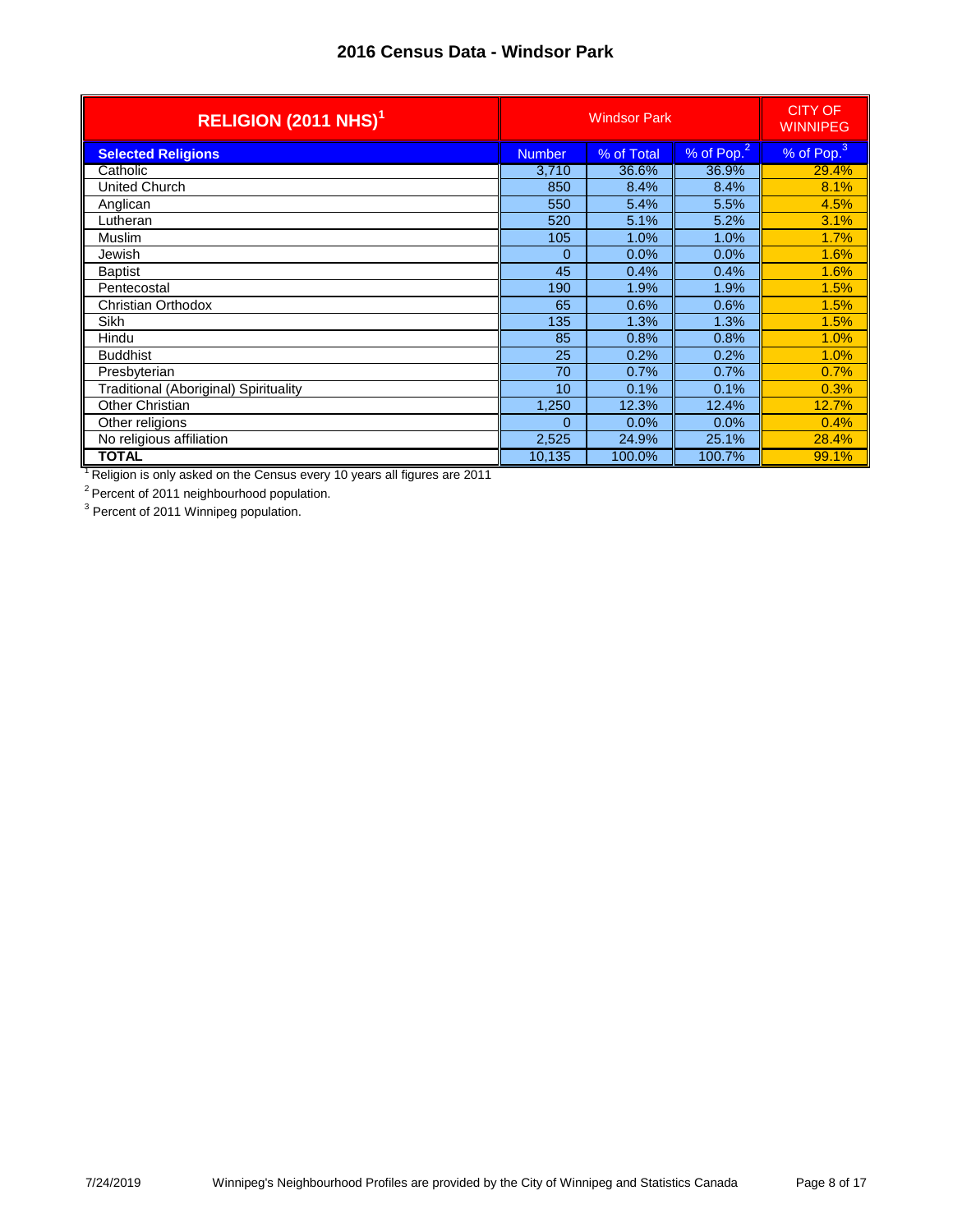## 2016 Census Data - Windsor Park

| RELIGION (2011 NHS)[1] | Windsor Park | | | CITY OF WINNIPEG |
|---|---|---|---|---|
| **Selected Religions** | Number | % of Total | % of Pop.[2] | % of Pop.[3] |
| Catholic | 3,710 | 36.6% | 36.9% | 29.4% |
| United Church | 850 | 8.4% | 8.4% | 8.1% |
| Anglican | 550 | 5.4% | 5.5% | 4.5% |
| Lutheran | 520 | 5.1% | 5.2% | 3.1% |
| Muslim | 105 | 1.0% | 1.0% | 1.7% |
| Jewish | 0 | 0.0% | 0.0% | 1.6% |
| Baptist | 45 | 0.4% | 0.4% | 1.6% |
| Pentecostal | 190 | 1.9% | 1.9% | 1.5% |
| Christian Orthodox | 65 | 0.6% | 0.6% | 1.5% |
| Sikh | 135 | 1.3% | 1.3% | 1.5% |
| Hindu | 85 | 0.8% | 0.8% | 1.0% |
| Buddhist | 25 | 0.2% | 0.2% | 1.0% |
| Presbyterian | 70 | 0.7% | 0.7% | 0.7% |
| Traditional (Aboriginal) Spirituality | 10 | 0.1% | 0.1% | 0.3% |
| Other Christian | 1,250 | 12.3% | 12.4% | 12.7% |
| Other religions | 0 | 0.0% | 0.0% | 0.4% |
| No religious affiliation | 2,525 | 24.9% | 25.1% | 28.4% |
| **TOTAL** | 10,135 | 100.0% | 100.7% | 99.1% |

[1] Religion is only asked on the Census every 10 years all figures are 2011

[2] Percent of 2011 neighbourhood population.

[3] Percent of 2011 Winnipeg population.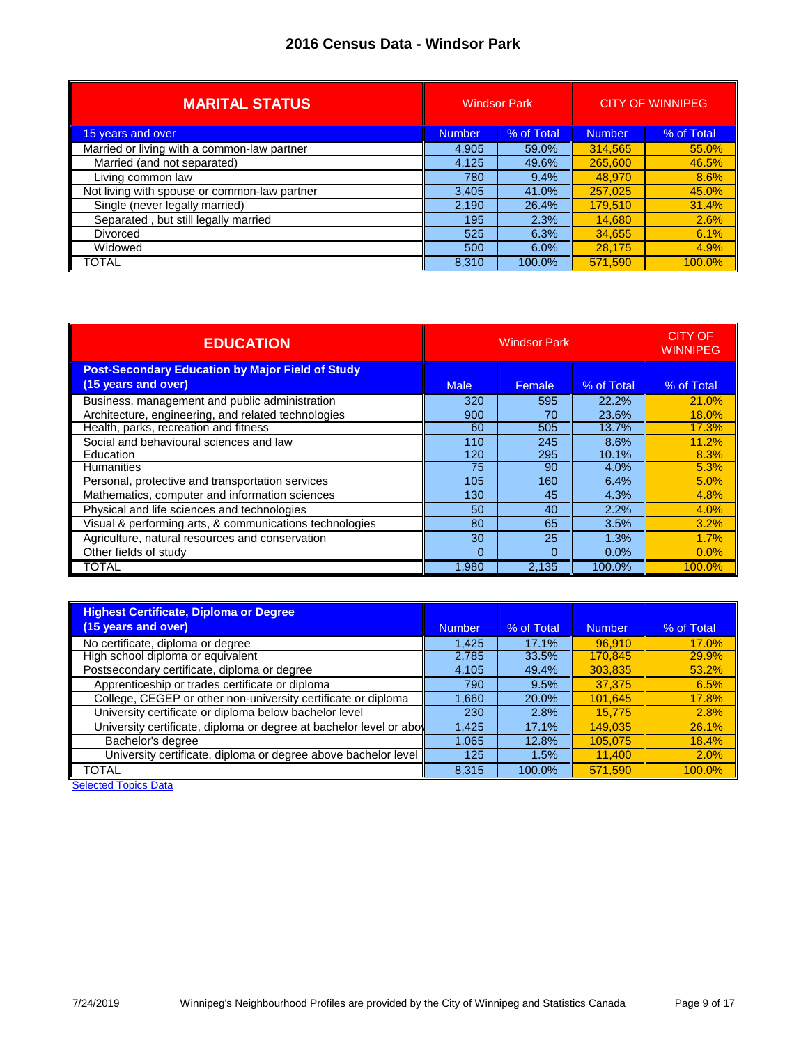# 2016 Census Data - Windsor Park

| MARITAL STATUS | Windsor Park | | CITY OF WINNIPEG | |
|---|---|---|---|---|
| 15 years and over | Number | % of Total | Number | % of Total |
| Married or living with a common-law partner | 4,905 | 59.0% | 314,565 | 55.0% |
| Married (and not separated) | 4,125 | 49.6% | 265,600 | 46.5% |
| Living common law | 780 | 9.4% | 48,970 | 8.6% |
| Not living with spouse or common-law partner | 3,405 | 41.0% | 257,025 | 45.0% |
| Single (never legally married) | 2,190 | 26.4% | 179,510 | 31.4% |
| Separated , but still legally married | 195 | 2.3% | 14,680 | 2.6% |
| Divorced | 525 | 6.3% | 34,655 | 6.1% |
| Widowed | 500 | 6.0% | 28,175 | 4.9% |
| TOTAL | 8,310 | 100.0% | 571,590 | 100.0% |

| EDUCATION | Windsor Park | | | CITY OF WINNIPEG |
|---|---|---|---|---|
| Post-Secondary Education by Major Field of Study (15 years and over) | Male | Female | % of Total | % of Total |
| Business, management and public administration | 320 | 595 | 22.2% | 21.0% |
| Architecture, engineering, and related technologies | 900 | 70 | 23.6% | 18.0% |
| Health, parks, recreation and fitness | 60 | 505 | 13.7% | 17.3% |
| Social and behavioural sciences and law | 110 | 245 | 8.6% | 11.2% |
| Education | 120 | 295 | 10.1% | 8.3% |
| Humanities | 75 | 90 | 4.0% | 5.3% |
| Personal, protective and transportation services | 105 | 160 | 6.4% | 5.0% |
| Mathematics, computer and information sciences | 130 | 45 | 4.3% | 4.8% |
| Physical and life sciences and technologies | 50 | 40 | 2.2% | 4.0% |
| Visual & performing arts, & communications technologies | 80 | 65 | 3.5% | 3.2% |
| Agriculture, natural resources and conservation | 30 | 25 | 1.3% | 1.7% |
| Other fields of study | 0 | 0 | 0.0% | 0.0% |
| TOTAL | 1,980 | 2,135 | 100.0% | 100.0% |

| Highest Certificate, Diploma or Degree (15 years and over) | Number | % of Total | Number | % of Total |
|---|---|---|---|---|
| No certificate, diploma or degree | 1,425 | 17.1% | 96,910 | 17.0% |
| High school diploma or equivalent | 2,785 | 33.5% | 170,845 | 29.9% |
| Postsecondary certificate, diploma or degree | 4,105 | 49.4% | 303,835 | 53.2% |
| Apprenticeship or trades certificate or diploma | 790 | 9.5% | 37,375 | 6.5% |
| College, CEGEP or other non-university certificate or diploma | 1,660 | 20.0% | 101,645 | 17.8% |
| University certificate or diploma below bachelor level | 230 | 2.8% | 15,775 | 2.8% |
| University certificate, diploma or degree at bachelor level or abo | 1,425 | 17.1% | 149,035 | 26.1% |
| Bachelor's degree | 1,065 | 12.8% | 105,075 | 18.4% |
| University certificate, diploma or degree above bachelor level | 125 | 1.5% | 11,400 | 2.0% |
| TOTAL | 8,315 | 100.0% | 571,590 | 100.0% |

Selected Topics Data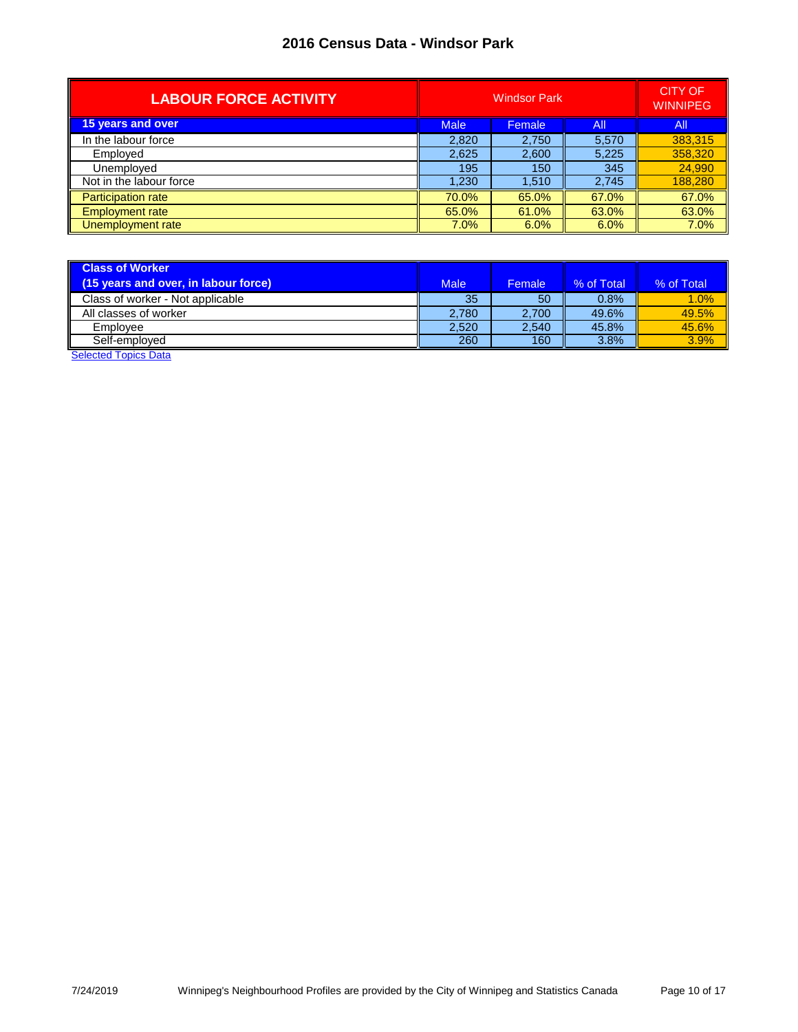# 2016 Census Data - Windsor Park

| LABOUR FORCE ACTIVITY | Windsor Park | | | CITY OF WINNIPEG |
|---|---|---|---|---|
| 15 years and over | Male | Female | All | All |
| In the labour force | 2,820 | 2,750 | 5,570 | 383,315 |
| Employed | 2,625 | 2,600 | 5,225 | 358,320 |
| Unemployed | 195 | 150 | 345 | 24,990 |
| Not in the labour force | 1,230 | 1,510 | 2,745 | 188,280 |
| Participation rate | 70.0% | 65.0% | 67.0% | 67.0% |
| Employment rate | 65.0% | 61.0% | 63.0% | 63.0% |
| Unemployment rate | 7.0% | 6.0% | 6.0% | 7.0% |

| Class of Worker (15 years and over, in labour force) | Male | Female | % of Total | % of Total |
|---|---|---|---|---|
| Class of worker - Not applicable | 35 | 50 | 0.8% | 1.0% |
| All classes of worker | 2,780 | 2,700 | 49.6% | 49.5% |
| Employee | 2,520 | 2,540 | 45.8% | 45.6% |
| Self-employed | 260 | 160 | 3.8% | 3.9% |

Selected Topics Data

7/24/2019 Winnipeg's Neighbourhood Profiles are provided by the City of Winnipeg and Statistics Canada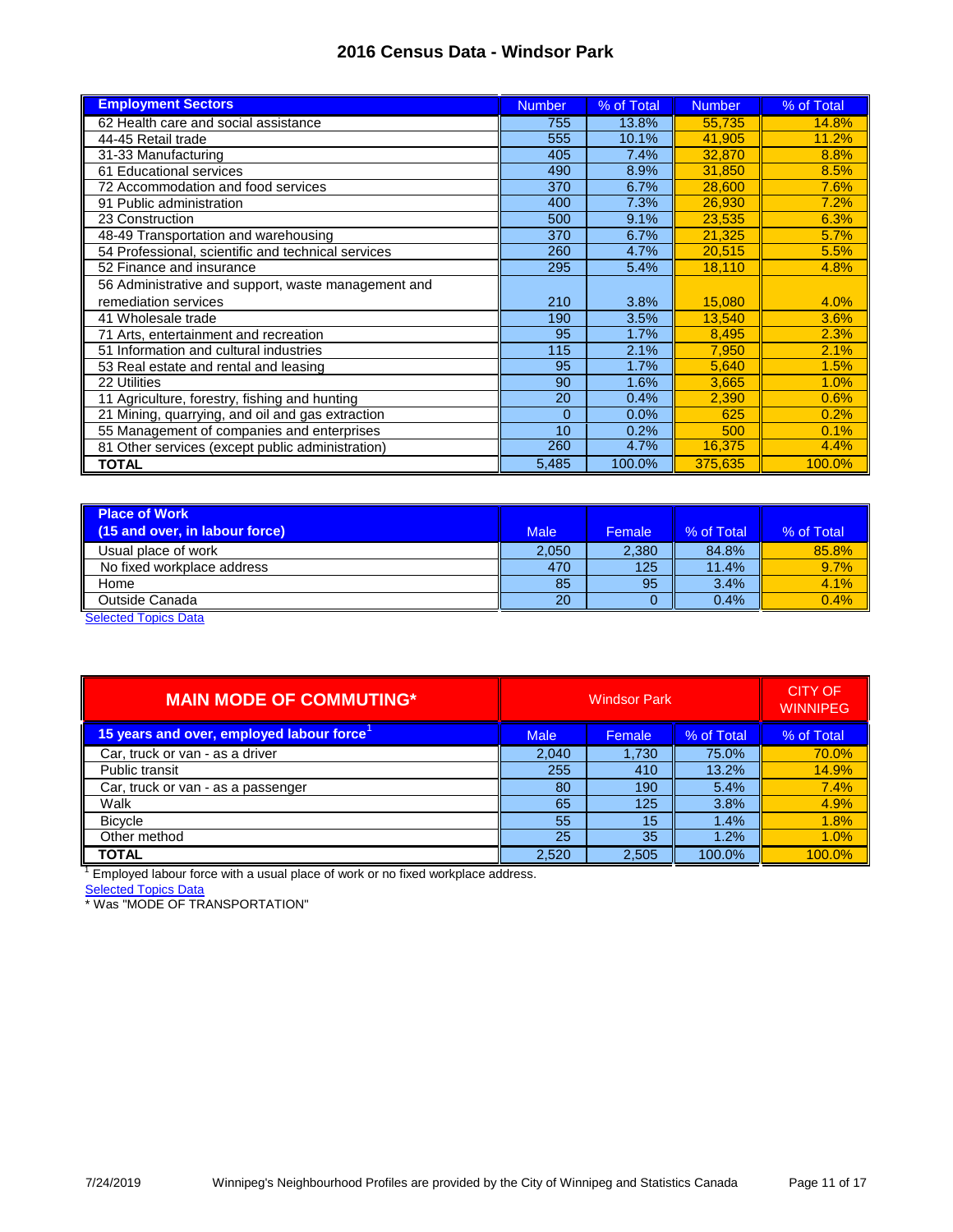# 2016 Census Data - Windsor Park

| Employment Sectors | Number | % of Total | Number | % of Total |
|---|---|---|---|---|
| 62 Health care and social assistance | 755 | 13.8% | 55,735 | 14.8% |
| 44-45 Retail trade | 555 | 10.1% | 41,905 | 11.2% |
| 31-33 Manufacturing | 405 | 7.4% | 32,870 | 8.8% |
| 61 Educational services | 490 | 8.9% | 31,850 | 8.5% |
| 72 Accommodation and food services | 370 | 6.7% | 28,600 | 7.6% |
| 91 Public administration | 400 | 7.3% | 26,930 | 7.2% |
| 23 Construction | 500 | 9.1% | 23,535 | 6.3% |
| 48-49 Transportation and warehousing | 370 | 6.7% | 21,325 | 5.7% |
| 54 Professional, scientific and technical services | 260 | 4.7% | 20,515 | 5.5% |
| 52 Finance and insurance | 295 | 5.4% | 18,110 | 4.8% |
| 56 Administrative and support, waste management and remediation services | 210 | 3.8% | 15,080 | 4.0% |
| 41 Wholesale trade | 190 | 3.5% | 13,540 | 3.6% |
| 71 Arts, entertainment and recreation | 95 | 1.7% | 8,495 | 2.3% |
| 51 Information and cultural industries | 115 | 2.1% | 7,950 | 2.1% |
| 53 Real estate and rental and leasing | 95 | 1.7% | 5,640 | 1.5% |
| 22 Utilities | 90 | 1.6% | 3,665 | 1.0% |
| 11 Agriculture, forestry, fishing and hunting | 20 | 0.4% | 2,390 | 0.6% |
| 21 Mining, quarrying, and oil and gas extraction | 0 | 0.0% | 625 | 0.2% |
| 55 Management of companies and enterprises | 10 | 0.2% | 500 | 0.1% |
| 81 Other services (except public administration) | 260 | 4.7% | 16,375 | 4.4% |
| **TOTAL** | 5,485 | 100.0% | 375,635 | 100.0% |

| Place of Work (15 and over, in labour force) | Male | Female | % of Total | % of Total |
|---|---|---|---|---|
| Usual place of work | 2,050 | 2,380 | 84.8% | 85.8% |
| No fixed workplace address | 470 | 125 | 11.4% | 9.7% |
| Home | 85 | 95 | 3.4% | 4.1% |
| Outside Canada | 20 | 0 | 0.4% | 0.4% |

Selected Topics Data

| MAIN MODE OF COMMUTING* | Windsor Park | | | CITY OF WINNIPEG |
|---|---|---|---|---|
| **15 years and over, employed labour force[1]** | Male | Female | % of Total | % of Total |
| Car, truck or van - as a driver | 2,040 | 1,730 | 75.0% | 70.0% |
| Public transit | 255 | 410 | 13.2% | 14.9% |
| Car, truck or van - as a passenger | 80 | 190 | 5.4% | 7.4% |
| Walk | 65 | 125 | 3.8% | 4.9% |
| Bicycle | 55 | 15 | 1.4% | 1.8% |
| Other method | 25 | 35 | 1.2% | 1.0% |
| **TOTAL** | 2,520 | 2,505 | 100.0% | 100.0% |

[1] Employed labour force with a usual place of work or no fixed workplace address.

Selected Topics Data

* Was "MODE OF TRANSPORTATION"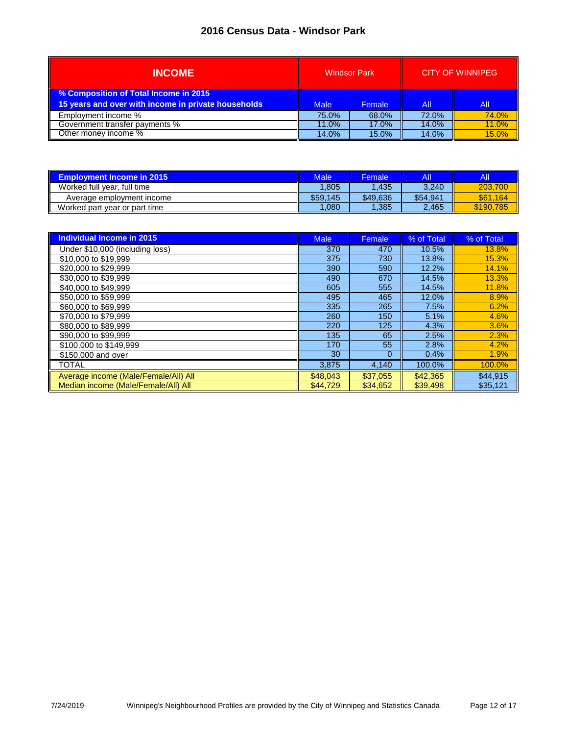# 2016 Census Data - Windsor Park

| INCOME | Windsor Park | | | CITY OF WINNIPEG |
|---|---|---|---|---|
| **% Composition of Total Income in 2015 15 years and over with income in private households** | Male | Female | All | All |
| Employment income % | 75.0% | 68.0% | 72.0% | 74.0% |
| Government transfer payments % | 11.0% | 17.0% | 14.0% | 11.0% |
| Other money income % | 14.0% | 15.0% | 14.0% | 15.0% |

| Employment Income in 2015 | Male | Female | All | All |
|---|---|---|---|---|
| Worked full year, full time | 1,805 | 1,435 | 3,240 | 203,700 |
| Average employment income | $59,145 | $49,636 | $54,941 | $61,164 |
| Worked part year or part time | 1,080 | 1,385 | 2,465 | $190,785 |

| Individual Income in 2015 | Male | Female | % of Total | % of Total |
|---|---|---|---|---|
| Under $10,000 (including loss) | 370 | 470 | 10.5% | 13.8% |
| $10,000 to $19,999 | 375 | 730 | 13.8% | 15.3% |
| $20,000 to $29,999 | 390 | 590 | 12.2% | 14.1% |
| $30,000 to $39,999 | 490 | 670 | 14.5% | 13.3% |
| $40,000 to $49,999 | 605 | 555 | 14.5% | 11.8% |
| $50,000 to $59,999 | 495 | 465 | 12.0% | 8.9% |
| $60,000 to $69,999 | 335 | 265 | 7.5% | 6.2% |
| $70,000 to $79,999 | 260 | 150 | 5.1% | 4.6% |
| $80,000 to $89,999 | 220 | 125 | 4.3% | 3.6% |
| $90,000 to $99,999 | 135 | 65 | 2.5% | 2.3% |
| $100,000 to $149,999 | 170 | 55 | 2.8% | 4.2% |
| $150,000 and over | 30 | 0 | 0.4% | 1.9% |
| TOTAL | 3,875 | 4,140 | 100.0% | 100.0% |
| Average income (Male/Female/All) All | $48,043 | $37,055 | $42,365 | $44,915 |
| Median income (Male/Female/All) All | $44,729 | $34,652 | $39,498 | $35,121 |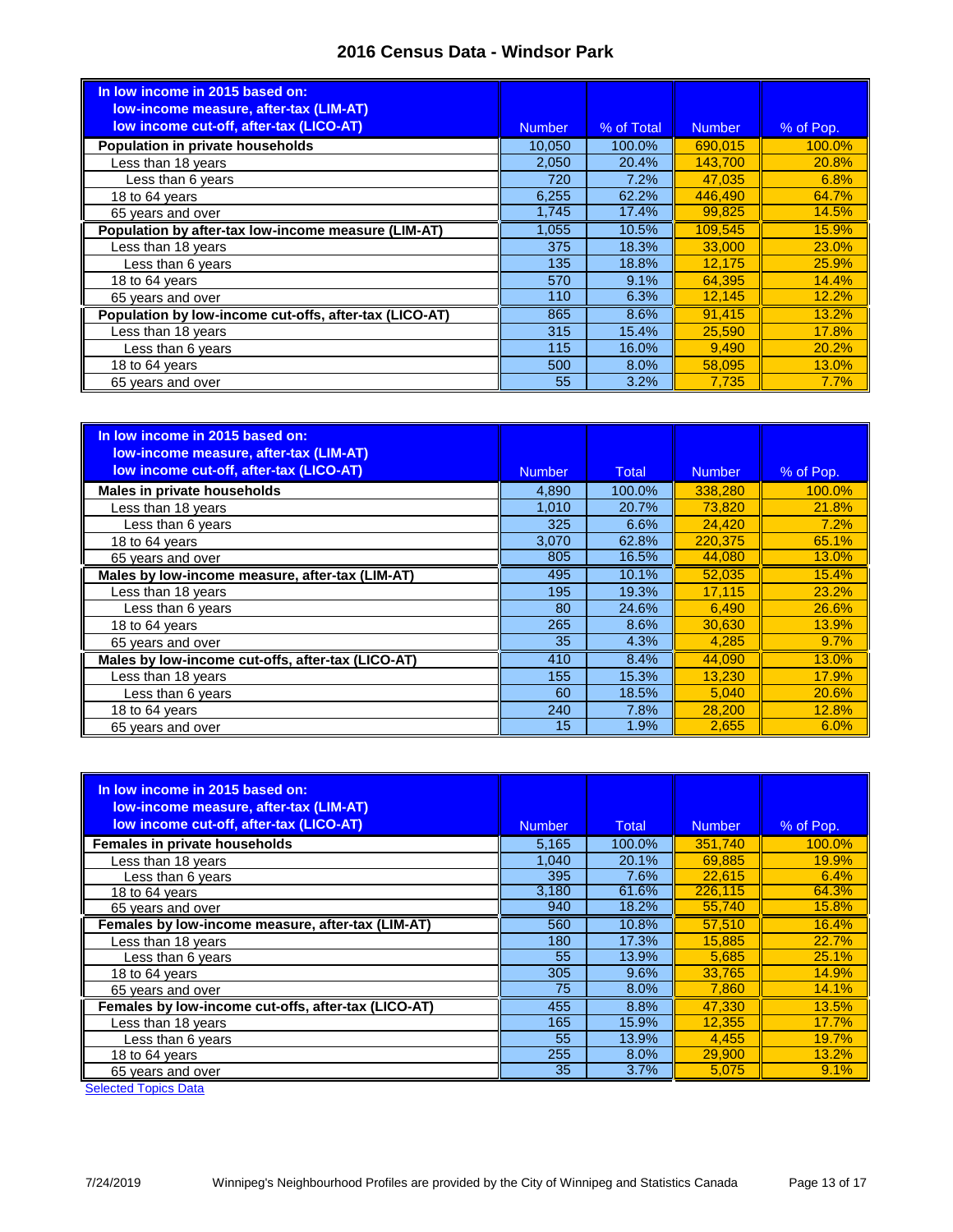## 2016 Census Data - Windsor Park

| In low income in 2015 based on: low-income measure, after-tax (LIM-AT) low income cut-off, after-tax (LICO-AT) | Number | % of Total | Number | % of Pop. |
|---|---|---|---|---|
| **Population in private households** | 10,050 | 100.0% | 690,015 | 100.0% |
| Less than 18 years | 2,050 | 20.4% | 143,700 | 20.8% |
| Less than 6 years | 720 | 7.2% | 47,035 | 6.8% |
| 18 to 64 years | 6,255 | 62.2% | 446,490 | 64.7% |
| 65 years and over | 1,745 | 17.4% | 99,825 | 14.5% |
| **Population by after-tax low-income measure (LIM-AT)** | 1,055 | 10.5% | 109,545 | 15.9% |
| Less than 18 years | 375 | 18.3% | 33,000 | 23.0% |
| Less than 6 years | 135 | 18.8% | 12,175 | 25.9% |
| 18 to 64 years | 570 | 9.1% | 64,395 | 14.4% |
| 65 years and over | 110 | 6.3% | 12,145 | 12.2% |
| **Population by low-income cut-offs, after-tax (LICO-AT)** | 865 | 8.6% | 91,415 | 13.2% |
| Less than 18 years | 315 | 15.4% | 25,590 | 17.8% |
| Less than 6 years | 115 | 16.0% | 9,490 | 20.2% |
| 18 to 64 years | 500 | 8.0% | 58,095 | 13.0% |
| 65 years and over | 55 | 3.2% | 7,735 | 7.7% |

| In low income in 2015 based on: low-income measure, after-tax (LIM-AT) low income cut-off, after-tax (LICO-AT) | Number | Total | Number | % of Pop. |
|---|---|---|---|---|
| **Males in private households** | 4,890 | 100.0% | 338,280 | 100.0% |
| Less than 18 years | 1,010 | 20.7% | 73,820 | 21.8% |
| Less than 6 years | 325 | 6.6% | 24,420 | 7.2% |
| 18 to 64 years | 3,070 | 62.8% | 220,375 | 65.1% |
| 65 years and over | 805 | 16.5% | 44,080 | 13.0% |
| **Males by low-income measure, after-tax (LIM-AT)** | 495 | 10.1% | 52,035 | 15.4% |
| Less than 18 years | 195 | 19.3% | 17,115 | 23.2% |
| Less than 6 years | 80 | 24.6% | 6,490 | 26.6% |
| 18 to 64 years | 265 | 8.6% | 30,630 | 13.9% |
| 65 years and over | 35 | 4.3% | 4,285 | 9.7% |
| **Males by low-income cut-offs, after-tax (LICO-AT)** | 410 | 8.4% | 44,090 | 13.0% |
| Less than 18 years | 155 | 15.3% | 13,230 | 17.9% |
| Less than 6 years | 60 | 18.5% | 5,040 | 20.6% |
| 18 to 64 years | 240 | 7.8% | 28,200 | 12.8% |
| 65 years and over | 15 | 1.9% | 2,655 | 6.0% |

| In low income in 2015 based on: low-income measure, after-tax (LIM-AT) low income cut-off, after-tax (LICO-AT) | Number | Total | Number | % of Pop. |
|---|---|---|---|---|
| **Females in private households** | 5,165 | 100.0% | 351,740 | 100.0% |
| Less than 18 years | 1,040 | 20.1% | 69,885 | 19.9% |
| Less than 6 years | 395 | 7.6% | 22,615 | 6.4% |
| 18 to 64 years | 3,180 | 61.6% | 226,115 | 64.3% |
| 65 years and over | 940 | 18.2% | 55,740 | 15.8% |
| **Females by low-income measure, after-tax (LIM-AT)** | 560 | 10.8% | 57,510 | 16.4% |
| Less than 18 years | 180 | 17.3% | 15,885 | 22.7% |
| Less than 6 years | 55 | 13.9% | 5,685 | 25.1% |
| 18 to 64 years | 305 | 9.6% | 33,765 | 14.9% |
| 65 years and over | 75 | 8.0% | 7,860 | 14.1% |
| **Females by low-income cut-offs, after-tax (LICO-AT)** | 455 | 8.8% | 47,330 | 13.5% |
| Less than 18 years | 165 | 15.9% | 12,355 | 17.7% |
| Less than 6 years | 55 | 13.9% | 4,455 | 19.7% |
| 18 to 64 years | 255 | 8.0% | 29,900 | 13.2% |
| 65 years and over | 35 | 3.7% | 5,075 | 9.1% |

Selected Topics Data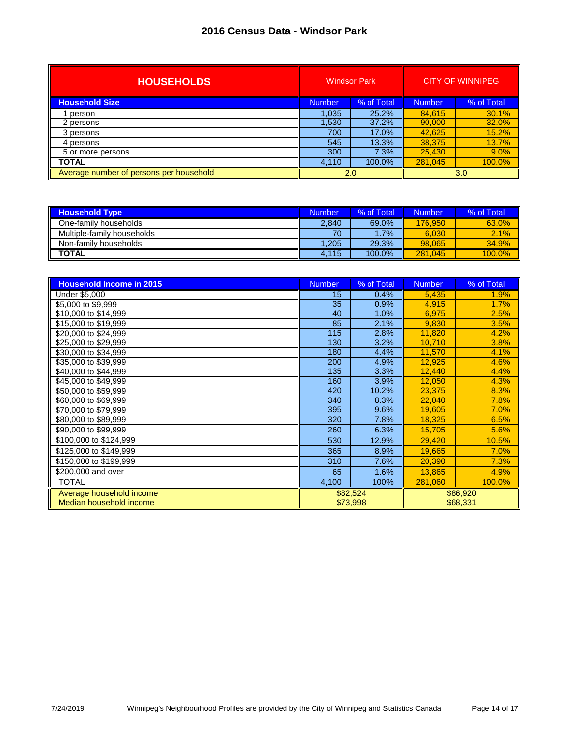# 2016 Census Data - Windsor Park

| HOUSEHOLDS | Windsor Park | | CITY OF WINNIPEG | |
|---|---|---|---|---|
| **Household Size** | Number | % of Total | Number | % of Total |
| 1 person | 1,035 | 25.2% | 84,615 | 30.1% |
| 2 persons | 1,530 | 37.2% | 90,000 | 32.0% |
| 3 persons | 700 | 17.0% | 42,625 | 15.2% |
| 4 persons | 545 | 13.3% | 38,375 | 13.7% |
| 5 or more persons | 300 | 7.3% | 25,430 | 9.0% |
| **TOTAL** | 4,110 | 100.0% | 281,045 | 100.0% |
| Average number of persons per household | 2.0 | | 3.0 | |

| Household Type | Number | % of Total | Number | % of Total |
|---|---|---|---|---|
| One-family households | 2,840 | 69.0% | 176,950 | 63.0% |
| Multiple-family households | 70 | 1.7% | 6,030 | 2.1% |
| Non-family households | 1,205 | 29.3% | 98,065 | 34.9% |
| **TOTAL** | 4,115 | 100.0% | 281,045 | 100.0% |

| Household Income in 2015 | Number | % of Total | Number | % of Total |
|---|---|---|---|---|
| Under $5,000 | 15 | 0.4% | 5,435 | 1.9% |
| $5,000 to $9,999 | 35 | 0.9% | 4,915 | 1.7% |
| $10,000 to $14,999 | 40 | 1.0% | 6,975 | 2.5% |
| $15,000 to $19,999 | 85 | 2.1% | 9,830 | 3.5% |
| $20,000 to $24,999 | 115 | 2.8% | 11,820 | 4.2% |
| $25,000 to $29,999 | 130 | 3.2% | 10,710 | 3.8% |
| $30,000 to $34,999 | 180 | 4.4% | 11,570 | 4.1% |
| $35,000 to $39,999 | 200 | 4.9% | 12,925 | 4.6% |
| $40,000 to $44,999 | 135 | 3.3% | 12,440 | 4.4% |
| $45,000 to $49,999 | 160 | 3.9% | 12,050 | 4.3% |
| $50,000 to $59,999 | 420 | 10.2% | 23,375 | 8.3% |
| $60,000 to $69,999 | 340 | 8.3% | 22,040 | 7.8% |
| $70,000 to $79,999 | 395 | 9.6% | 19,605 | 7.0% |
| $80,000 to $89,999 | 320 | 7.8% | 18,325 | 6.5% |
| $90,000 to $99,999 | 260 | 6.3% | 15,705 | 5.6% |
| $100,000 to $124,999 | 530 | 12.9% | 29,420 | 10.5% |
| $125,000 to $149,999 | 365 | 8.9% | 19,665 | 7.0% |
| $150,000 to $199,999 | 310 | 7.6% | 20,390 | 7.3% |
| $200,000 and over | 65 | 1.6% | 13,865 | 4.9% |
| TOTAL | 4,100 | 100% | 281,060 | 100.0% |
| Average household income | $82,524 | | $86,920 | |
| Median household income | $73,998 | | $68,331 | |

7/24/2019 Winnipeg's Neighbourhood Profiles are provided by the City of Winnipeg and Statistics Canada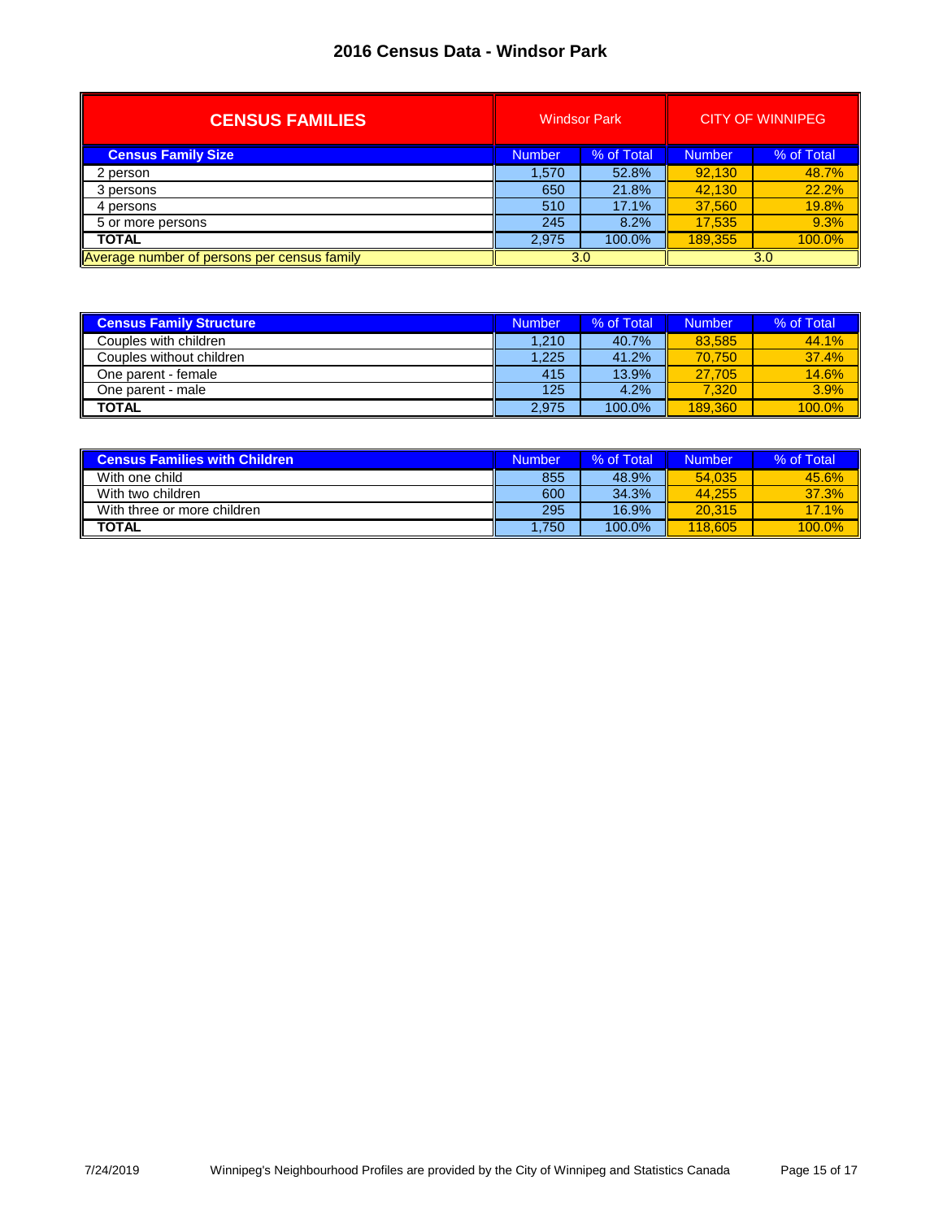# 2016 Census Data - Windsor Park

| CENSUS FAMILIES | Windsor Park | | CITY OF WINNIPEG | |
|---|---|---|---|---|
| **Census Family Size** | Number | % of Total | Number | % of Total |
| 2 person | 1,570 | 52.8% | 92,130 | 48.7% |
| 3 persons | 650 | 21.8% | 42,130 | 22.2% |
| 4 persons | 510 | 17.1% | 37,560 | 19.8% |
| 5 or more persons | 245 | 8.2% | 17,535 | 9.3% |
| **TOTAL** | 2,975 | 100.0% | 189,355 | 100.0% |
| Average number of persons per census family | 3.0 | | 3.0 | |

| **Census Family Structure** | Number | % of Total | Number | % of Total |
|---|---|---|---|---|
| Couples with children | 1,210 | 40.7% | 83,585 | 44.1% |
| Couples without children | 1,225 | 41.2% | 70,750 | 37.4% |
| One parent - female | 415 | 13.9% | 27,705 | 14.6% |
| One parent - male | 125 | 4.2% | 7,320 | 3.9% |
| **TOTAL** | 2,975 | 100.0% | 189,360 | 100.0% |

| **Census Families with Children** | Number | % of Total | Number | % of Total |
|---|---|---|---|---|
| With one child | 855 | 48.9% | 54,035 | 45.6% |
| With two children | 600 | 34.3% | 44,255 | 37.3% |
| With three or more children | 295 | 16.9% | 20,315 | 17.1% |
| **TOTAL** | 1,750 | 100.0% | 118,605 | 100.0% |

7/24/2019 Winnipeg's Neighbourhood Profiles are provided by the City of Winnipeg and Statistics Canada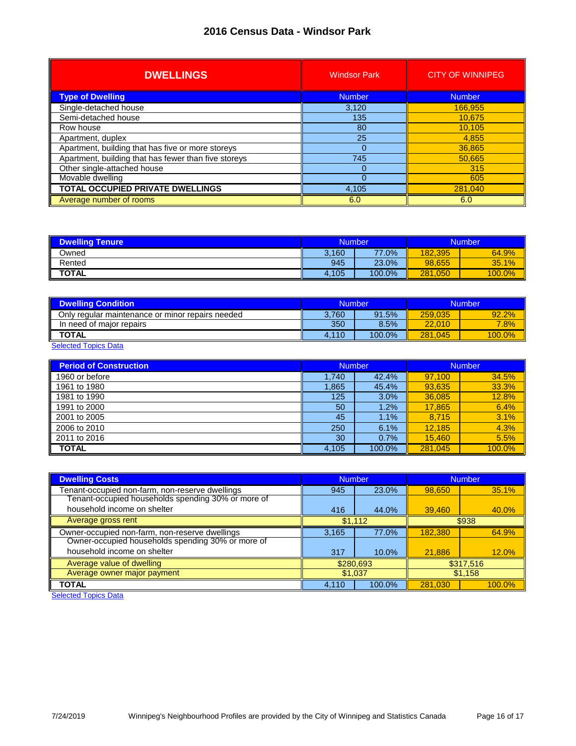# 2016 Census Data - Windsor Park

| DWELLINGS | Windsor Park | CITY OF WINNIPEG |
|---|---|---|
| **Type of Dwelling** | Number | Number |
| Single-detached house | 3,120 | 166,955 |
| Semi-detached house | 135 | 10,675 |
| Row house | 80 | 10,105 |
| Apartment, duplex | 25 | 4,855 |
| Apartment, building that has five or more storeys | 0 | 36,865 |
| Apartment, building that has fewer than five storeys | 745 | 50,665 |
| Other single-attached house | 0 | 315 |
| Movable dwelling | 0 | 605 |
| **TOTAL OCCUPIED PRIVATE DWELLINGS** | 4,105 | 281,040 |
| Average number of rooms | 6.0 | 6.0 |

| Dwelling Tenure | Number | | Number | |
|---|---|---|---|---|
| Owned | 3,160 | 77.0% | 182,395 | 64.9% |
| Rented | 945 | 23.0% | 98,655 | 35.1% |
| **TOTAL** | 4,105 | 100.0% | 281,050 | 100.0% |

| Dwelling Condition | Number | | Number | |
|---|---|---|---|---|
| Only regular maintenance or minor repairs needed | 3,760 | 91.5% | 259,035 | 92.2% |
| In need of major repairs | 350 | 8.5% | 22,010 | 7.8% |
| **TOTAL** | 4,110 | 100.0% | 281,045 | 100.0% |

Selected Topics Data

| Period of Construction | Number | | Number | |
|---|---|---|---|---|
| 1960 or before | 1,740 | 42.4% | 97,100 | 34.5% |
| 1961 to 1980 | 1,865 | 45.4% | 93,635 | 33.3% |
| 1981 to 1990 | 125 | 3.0% | 36,085 | 12.8% |
| 1991 to 2000 | 50 | 1.2% | 17,865 | 6.4% |
| 2001 to 2005 | 45 | 1.1% | 8,715 | 3.1% |
| 2006 to 2010 | 250 | 6.1% | 12,185 | 4.3% |
| 2011 to 2016 | 30 | 0.7% | 15,460 | 5.5% |
| **TOTAL** | 4,105 | 100.0% | 281,045 | 100.0% |

| Dwelling Costs | Number | | Number | |
|---|---|---|---|---|
| Tenant-occupied non-farm, non-reserve dwellings | 945 | 23.0% | 98,650 | 35.1% |
| Tenant-occupied households spending 30% or more of household income on shelter | 416 | 44.0% | 39,460 | 40.0% |
| Average gross rent | $1,112 | | $938 | |
| Owner-occupied non-farm, non-reserve dwellings | 3,165 | 77.0% | 182,380 | 64.9% |
| Owner-occupied households spending 30% or more of household income on shelter | 317 | 10.0% | 21,886 | 12.0% |
| Average value of dwelling | $280,693 | | $317,516 | |
| Average owner major payment | $1,037 | | $1,158 | |
| **TOTAL** | 4,110 | 100.0% | 281,030 | 100.0% |

Selected Topics Data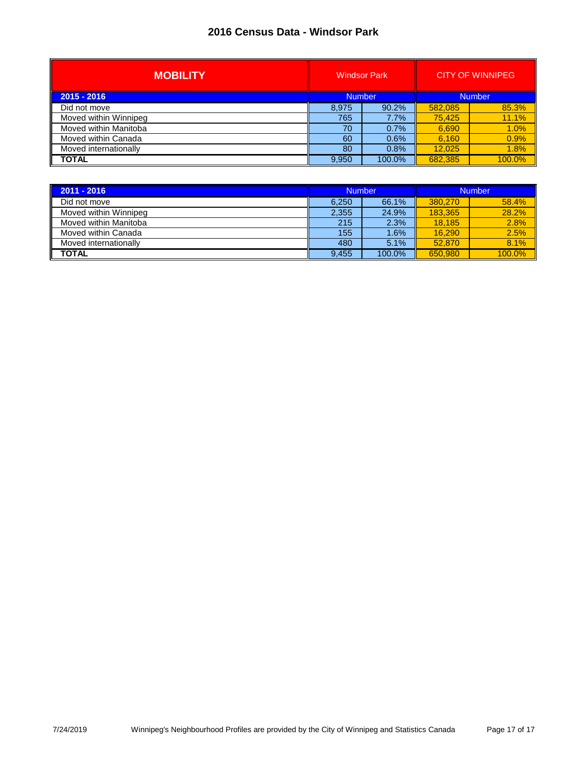## 2016 Census Data - Windsor Park

| MOBILITY | Windsor Park | | CITY OF WINNIPEG | |
|---|---|---|---|---|
| 2015 - 2016 | Number | | Number | |
| Did not move | 8,975 | 90.2% | 582,085 | 85.3% |
| Moved within Winnipeg | 765 | 7.7% | 75,425 | 11.1% |
| Moved within Manitoba | 70 | 0.7% | 6,690 | 1.0% |
| Moved within Canada | 60 | 0.6% | 6,160 | 0.9% |
| Moved internationally | 80 | 0.8% | 12,025 | 1.8% |
| **TOTAL** | 9,950 | 100.0% | 682,385 | 100.0% |

| 2011 - 2016 | Number | | Number | |
|---|---|---|---|---|
| Did not move | 6,250 | 66.1% | 380,270 | 58.4% |
| Moved within Winnipeg | 2,355 | 24.9% | 183,365 | 28.2% |
| Moved within Manitoba | 215 | 2.3% | 18,185 | 2.8% |
| Moved within Canada | 155 | 1.6% | 16,290 | 2.5% |
| Moved internationally | 480 | 5.1% | 52,870 | 8.1% |
| **TOTAL** | 9,455 | 100.0% | 650,980 | 100.0% |